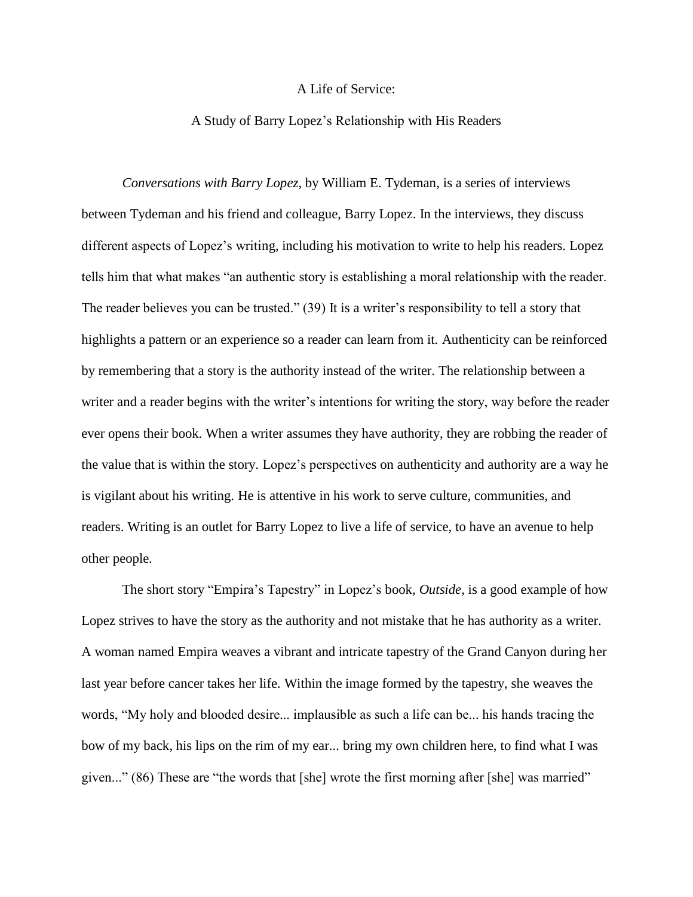# A Life of Service:

## A Study of Barry Lopez's Relationship with His Readers

*Conversations with Barry Lopez*, by William E. Tydeman, is a series of interviews between Tydeman and his friend and colleague, Barry Lopez. In the interviews, they discuss different aspects of Lopez's writing, including his motivation to write to help his readers. Lopez tells him that what makes "an authentic story is establishing a moral relationship with the reader. The reader believes you can be trusted." (39) It is a writer's responsibility to tell a story that highlights a pattern or an experience so a reader can learn from it. Authenticity can be reinforced by remembering that a story is the authority instead of the writer. The relationship between a writer and a reader begins with the writer's intentions for writing the story, way before the reader ever opens their book. When a writer assumes they have authority, they are robbing the reader of the value that is within the story. Lopez's perspectives on authenticity and authority are a way he is vigilant about his writing. He is attentive in his work to serve culture, communities, and readers. Writing is an outlet for Barry Lopez to live a life of service, to have an avenue to help other people.

The short story "Empira's Tapestry" in Lopez's book, *Outside*, is a good example of how Lopez strives to have the story as the authority and not mistake that he has authority as a writer. A woman named Empira weaves a vibrant and intricate tapestry of the Grand Canyon during her last year before cancer takes her life. Within the image formed by the tapestry, she weaves the words, "My holy and blooded desire... implausible as such a life can be... his hands tracing the bow of my back, his lips on the rim of my ear... bring my own children here, to find what I was given..." (86) These are "the words that [she] wrote the first morning after [she] was married"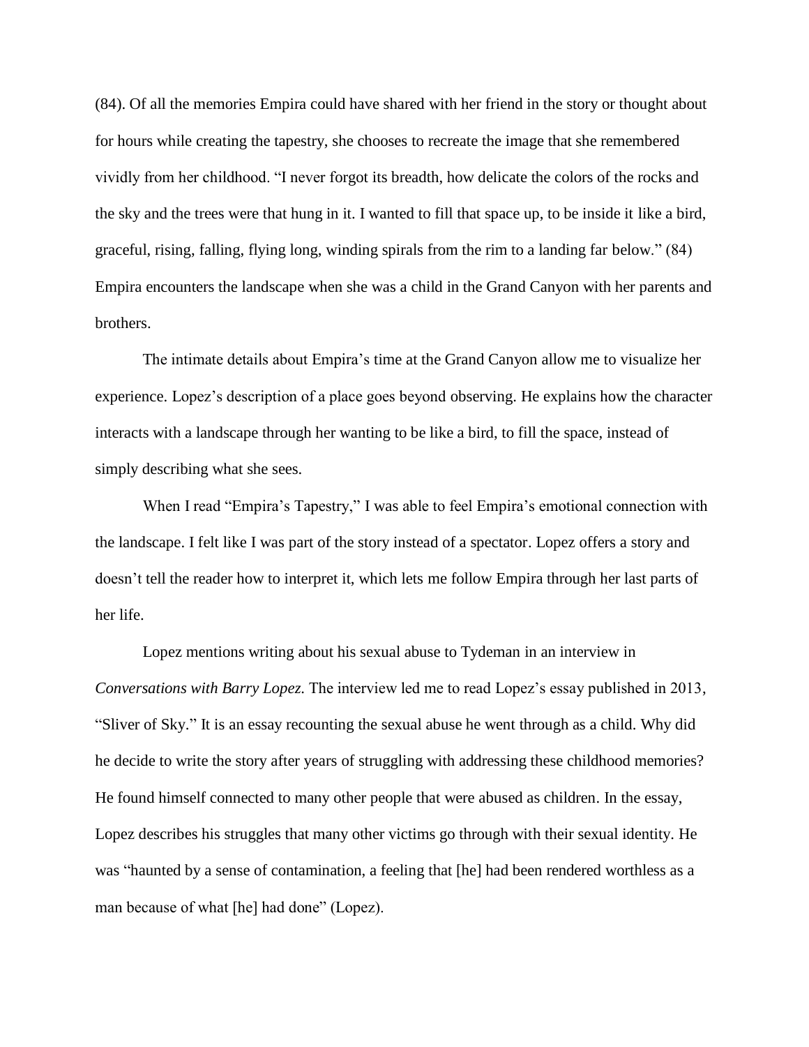(84). Of all the memories Empira could have shared with her friend in the story or thought about for hours while creating the tapestry, she chooses to recreate the image that she remembered vividly from her childhood. "I never forgot its breadth, how delicate the colors of the rocks and the sky and the trees were that hung in it. I wanted to fill that space up, to be inside it like a bird, graceful, rising, falling, flying long, winding spirals from the rim to a landing far below." (84) Empira encounters the landscape when she was a child in the Grand Canyon with her parents and brothers.

The intimate details about Empira's time at the Grand Canyon allow me to visualize her experience. Lopez's description of a place goes beyond observing. He explains how the character interacts with a landscape through her wanting to be like a bird, to fill the space, instead of simply describing what she sees.

When I read "Empira's Tapestry," I was able to feel Empira's emotional connection with the landscape. I felt like I was part of the story instead of a spectator. Lopez offers a story and doesn't tell the reader how to interpret it, which lets me follow Empira through her last parts of her life.

Lopez mentions writing about his sexual abuse to Tydeman in an interview in *Conversations with Barry Lopez.* The interview led me to read Lopez's essay published in 2013, "Sliver of Sky." It is an essay recounting the sexual abuse he went through as a child. Why did he decide to write the story after years of struggling with addressing these childhood memories? He found himself connected to many other people that were abused as children. In the essay, Lopez describes his struggles that many other victims go through with their sexual identity. He was "haunted by a sense of contamination, a feeling that [he] had been rendered worthless as a man because of what [he] had done" (Lopez).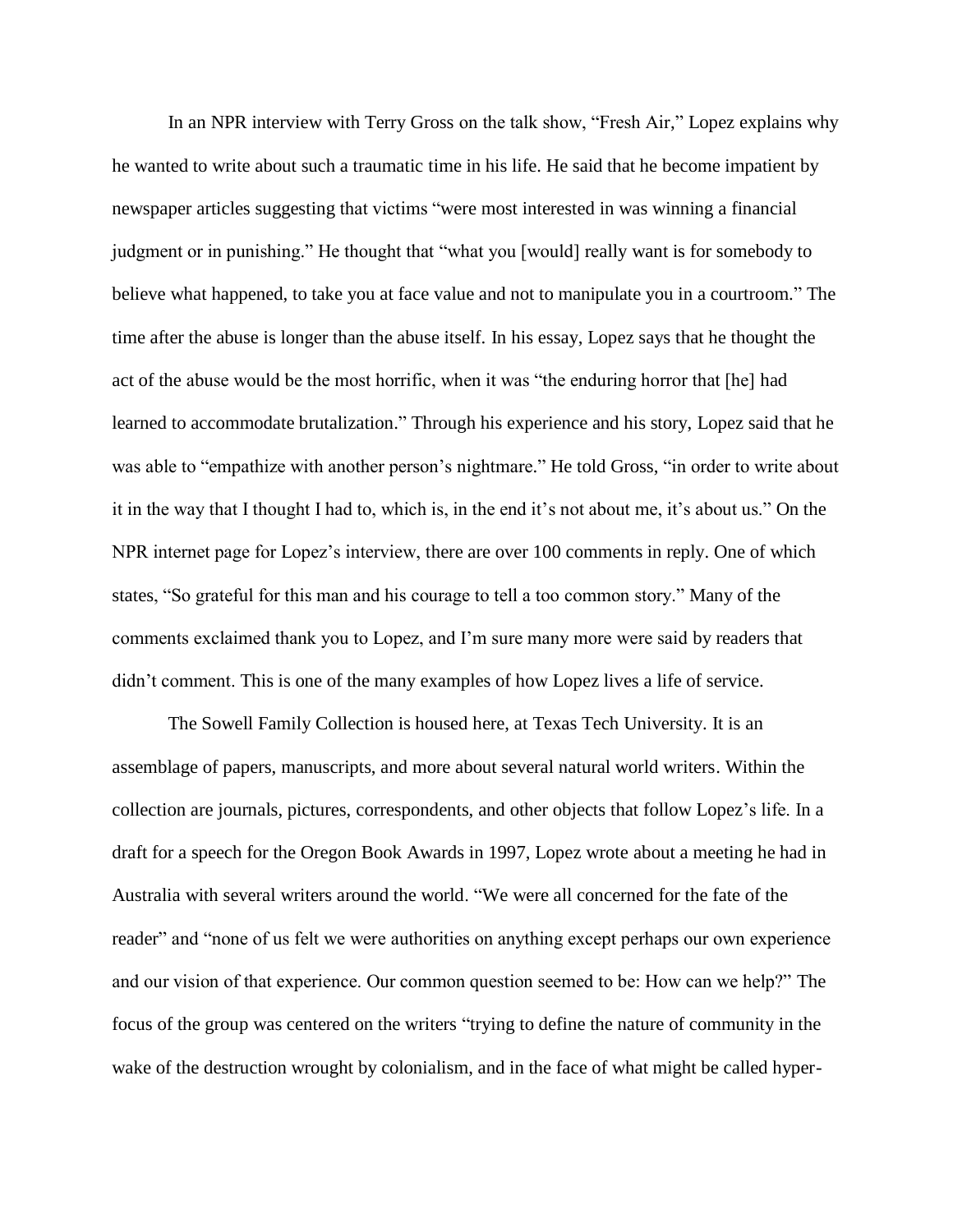In an NPR interview with Terry Gross on the talk show, "Fresh Air," Lopez explains why he wanted to write about such a traumatic time in his life. He said that he become impatient by newspaper articles suggesting that victims "were most interested in was winning a financial judgment or in punishing." He thought that "what you [would] really want is for somebody to believe what happened, to take you at face value and not to manipulate you in a courtroom." The time after the abuse is longer than the abuse itself. In his essay, Lopez says that he thought the act of the abuse would be the most horrific, when it was "the enduring horror that [he] had learned to accommodate brutalization." Through his experience and his story, Lopez said that he was able to "empathize with another person's nightmare." He told Gross, "in order to write about it in the way that I thought I had to, which is, in the end it's not about me, it's about us." On the NPR internet page for Lopez's interview, there are over 100 comments in reply. One of which states, "So grateful for this man and his courage to tell a too common story." Many of the comments exclaimed thank you to Lopez, and I'm sure many more were said by readers that didn't comment. This is one of the many examples of how Lopez lives a life of service.

The Sowell Family Collection is housed here, at Texas Tech University. It is an assemblage of papers, manuscripts, and more about several natural world writers. Within the collection are journals, pictures, correspondents, and other objects that follow Lopez's life. In a draft for a speech for the Oregon Book Awards in 1997, Lopez wrote about a meeting he had in Australia with several writers around the world. "We were all concerned for the fate of the reader" and "none of us felt we were authorities on anything except perhaps our own experience and our vision of that experience. Our common question seemed to be: How can we help?" The focus of the group was centered on the writers "trying to define the nature of community in the wake of the destruction wrought by colonialism, and in the face of what might be called hyper-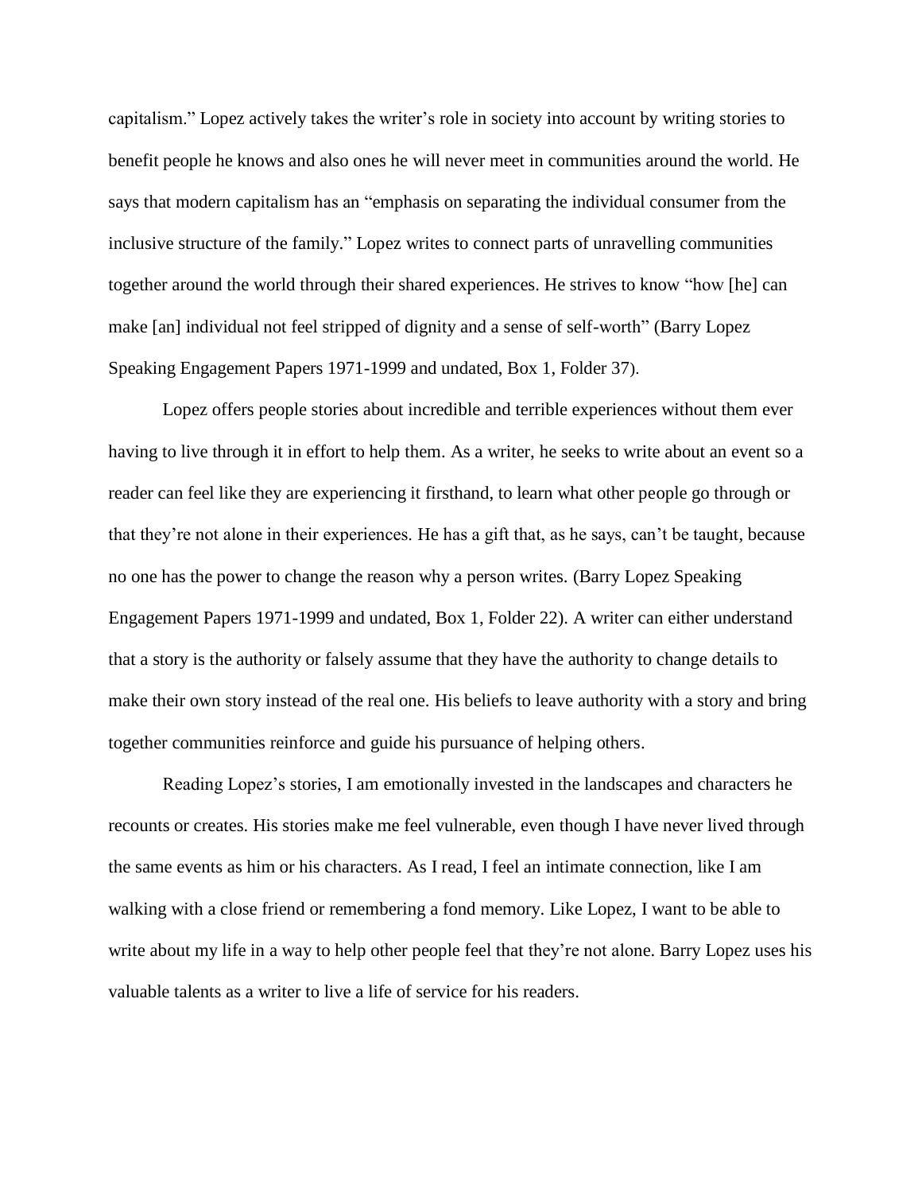capitalism." Lopez actively takes the writer's role in society into account by writing stories to benefit people he knows and also ones he will never meet in communities around the world. He says that modern capitalism has an "emphasis on separating the individual consumer from the inclusive structure of the family." Lopez writes to connect parts of unravelling communities together around the world through their shared experiences. He strives to know "how [he] can make [an] individual not feel stripped of dignity and a sense of self-worth" (Barry Lopez Speaking Engagement Papers 1971-1999 and undated, Box 1, Folder 37).

Lopez offers people stories about incredible and terrible experiences without them ever having to live through it in effort to help them. As a writer, he seeks to write about an event so a reader can feel like they are experiencing it firsthand, to learn what other people go through or that they're not alone in their experiences. He has a gift that, as he says, can't be taught, because no one has the power to change the reason why a person writes. (Barry Lopez Speaking Engagement Papers 1971-1999 and undated, Box 1, Folder 22). A writer can either understand that a story is the authority or falsely assume that they have the authority to change details to make their own story instead of the real one. His beliefs to leave authority with a story and bring together communities reinforce and guide his pursuance of helping others.

Reading Lopez's stories, I am emotionally invested in the landscapes and characters he recounts or creates. His stories make me feel vulnerable, even though I have never lived through the same events as him or his characters. As I read, I feel an intimate connection, like I am walking with a close friend or remembering a fond memory. Like Lopez, I want to be able to write about my life in a way to help other people feel that they're not alone. Barry Lopez uses his valuable talents as a writer to live a life of service for his readers.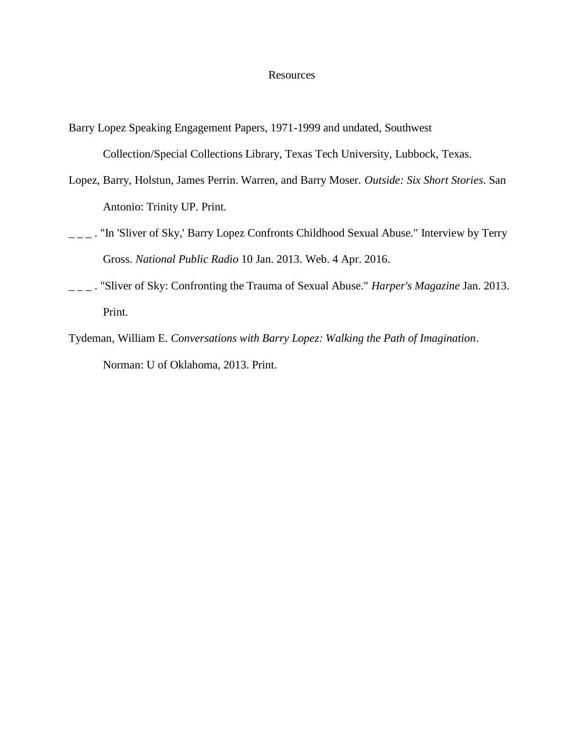# Resources

Barry Lopez Speaking Engagement Papers, 1971-1999 and undated, Southwest Collection/Special Collections Library, Texas Tech University, Lubbock, Texas.

Lopez, Barry, Holstun, James Perrin. Warren, and Barry Moser. *Outside: Six Short Stories*. San Antonio: Trinity UP. Print.

_ _ _ . "In 'Sliver of Sky,' Barry Lopez Confronts Childhood Sexual Abuse." Interview by Terry Gross. *National Public Radio* 10 Jan. 2013. Web. 4 Apr. 2016.

_ _ _ . "Sliver of Sky: Confronting the Trauma of Sexual Abuse." *Harper's Magazine* Jan. 2013. Print.

Tydeman, William E. *Conversations with Barry Lopez: Walking the Path of Imagination*. Norman: U of Oklahoma, 2013. Print.